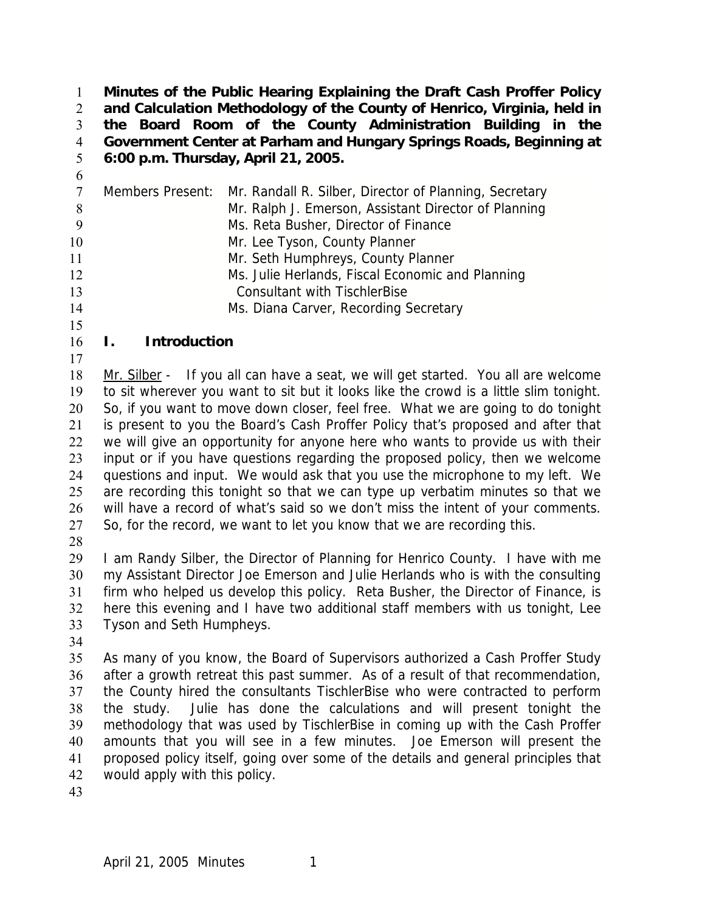**Minutes of the Public Hearing Explaining the Draft Cash Proffer Policy and Calculation Methodology of the County of Henrico, Virginia, held in the Board Room of the County Administration Building in the Government Center at Parham and Hungary Springs Roads, Beginning at 6:00 p.m. Thursday, April 21, 2005.**

Members Present: Mr. Randall R. Silber, Director of Planning, Secretary
Mr. Ralph J. Emerson, Assistant Director of Planning
Ms. Reta Busher, Director of Finance
Mr. Lee Tyson, County Planner
Mr. Seth Humphreys, County Planner
Ms. Julie Herlands, Fiscal Economic and Planning Consultant with TischlerBise
Ms. Diana Carver, Recording Secretary

## I. Introduction

Mr. Silber - If you all can have a seat, we will get started. You all are welcome to sit wherever you want to sit but it looks like the crowd is a little slim tonight. So, if you want to move down closer, feel free. What we are going to do tonight is present to you the Board's Cash Proffer Policy that's proposed and after that we will give an opportunity for anyone here who wants to provide us with their input or if you have questions regarding the proposed policy, then we welcome questions and input. We would ask that you use the microphone to my left. We are recording this tonight so that we can type up verbatim minutes so that we will have a record of what's said so we don't miss the intent of your comments. So, for the record, we want to let you know that we are recording this.

I am Randy Silber, the Director of Planning for Henrico County. I have with me my Assistant Director Joe Emerson and Julie Herlands who is with the consulting firm who helped us develop this policy. Reta Busher, the Director of Finance, is here this evening and I have two additional staff members with us tonight, Lee Tyson and Seth Humpheys.

As many of you know, the Board of Supervisors authorized a Cash Proffer Study after a growth retreat this past summer. As of a result of that recommendation, the County hired the consultants TischlerBise who were contracted to perform the study. Julie has done the calculations and will present tonight the methodology that was used by TischlerBise in coming up with the Cash Proffer amounts that you will see in a few minutes. Joe Emerson will present the proposed policy itself, going over some of the details and general principles that would apply with this policy.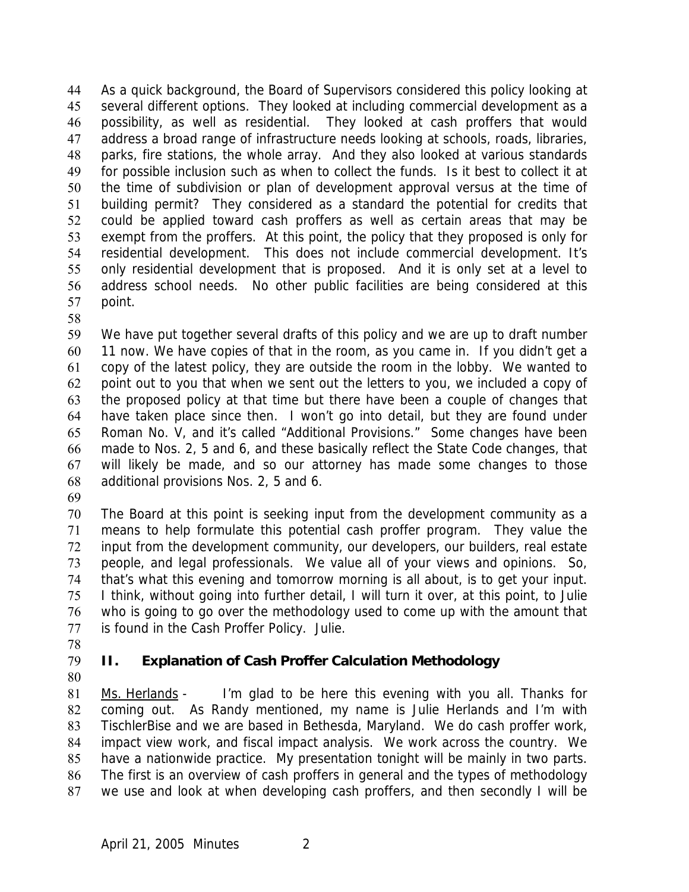As a quick background, the Board of Supervisors considered this policy looking at several different options. They looked at including commercial development as a possibility, as well as residential. They looked at cash proffers that would address a broad range of infrastructure needs looking at schools, roads, libraries, parks, fire stations, the whole array. And they also looked at various standards for possible inclusion such as when to collect the funds. Is it best to collect it at the time of subdivision or plan of development approval versus at the time of building permit? They considered as a standard the potential for credits that could be applied toward cash proffers as well as certain areas that may be exempt from the proffers. At this point, the policy that they proposed is only for residential development. This does not include commercial development. It's only residential development that is proposed. And it is only set at a level to address school needs. No other public facilities are being considered at this point.

We have put together several drafts of this policy and we are up to draft number 11 now. We have copies of that in the room, as you came in. If you didn't get a copy of the latest policy, they are outside the room in the lobby. We wanted to point out to you that when we sent out the letters to you, we included a copy of the proposed policy at that time but there have been a couple of changes that have taken place since then. I won't go into detail, but they are found under Roman No. V, and it's called "Additional Provisions." Some changes have been made to Nos. 2, 5 and 6, and these basically reflect the State Code changes, that will likely be made, and so our attorney has made some changes to those additional provisions Nos. 2, 5 and 6.

The Board at this point is seeking input from the development community as a means to help formulate this potential cash proffer program. They value the input from the development community, our developers, our builders, real estate people, and legal professionals. We value all of your views and opinions. So, that's what this evening and tomorrow morning is all about, is to get your input. I think, without going into further detail, I will turn it over, at this point, to Julie who is going to go over the methodology used to come up with the amount that is found in the Cash Proffer Policy. Julie.

## II. Explanation of Cash Proffer Calculation Methodology

Ms. Herlands - I'm glad to be here this evening with you all. Thanks for coming out. As Randy mentioned, my name is Julie Herlands and I'm with TischlerBise and we are based in Bethesda, Maryland. We do cash proffer work, impact view work, and fiscal impact analysis. We work across the country. We have a nationwide practice. My presentation tonight will be mainly in two parts. The first is an overview of cash proffers in general and the types of methodology we use and look at when developing cash proffers, and then secondly I will be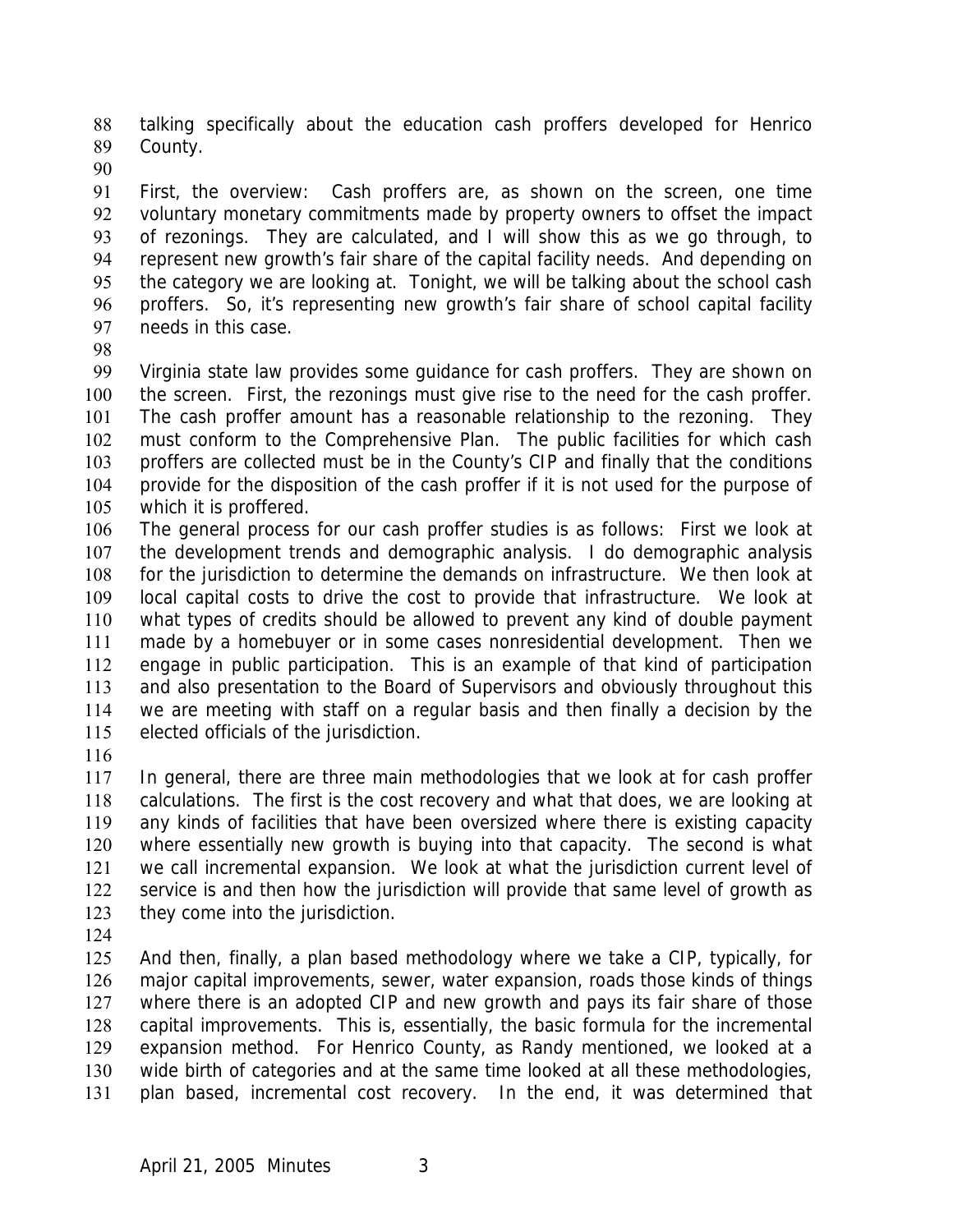talking specifically about the education cash proffers developed for Henrico County.

First, the overview: Cash proffers are, as shown on the screen, one time voluntary monetary commitments made by property owners to offset the impact of rezonings. They are calculated, and I will show this as we go through, to represent new growth's fair share of the capital facility needs. And depending on the category we are looking at. Tonight, we will be talking about the school cash proffers. So, it's representing new growth's fair share of school capital facility needs in this case.

Virginia state law provides some guidance for cash proffers. They are shown on the screen. First, the rezonings must give rise to the need for the cash proffer. The cash proffer amount has a reasonable relationship to the rezoning. They must conform to the Comprehensive Plan. The public facilities for which cash proffers are collected must be in the County's CIP and finally that the conditions provide for the disposition of the cash proffer if it is not used for the purpose of which it is proffered.

The general process for our cash proffer studies is as follows: First we look at the development trends and demographic analysis. I do demographic analysis for the jurisdiction to determine the demands on infrastructure. We then look at local capital costs to drive the cost to provide that infrastructure. We look at what types of credits should be allowed to prevent any kind of double payment made by a homebuyer or in some cases nonresidential development. Then we engage in public participation. This is an example of that kind of participation and also presentation to the Board of Supervisors and obviously throughout this we are meeting with staff on a regular basis and then finally a decision by the elected officials of the jurisdiction.

In general, there are three main methodologies that we look at for cash proffer calculations. The first is the cost recovery and what that does, we are looking at any kinds of facilities that have been oversized where there is existing capacity where essentially new growth is buying into that capacity. The second is what we call incremental expansion. We look at what the jurisdiction current level of service is and then how the jurisdiction will provide that same level of growth as they come into the jurisdiction.

And then, finally, a plan based methodology where we take a CIP, typically, for major capital improvements, sewer, water expansion, roads those kinds of things where there is an adopted CIP and new growth and pays its fair share of those capital improvements. This is, essentially, the basic formula for the incremental expansion method. For Henrico County, as Randy mentioned, we looked at a wide birth of categories and at the same time looked at all these methodologies, plan based, incremental cost recovery. In the end, it was determined that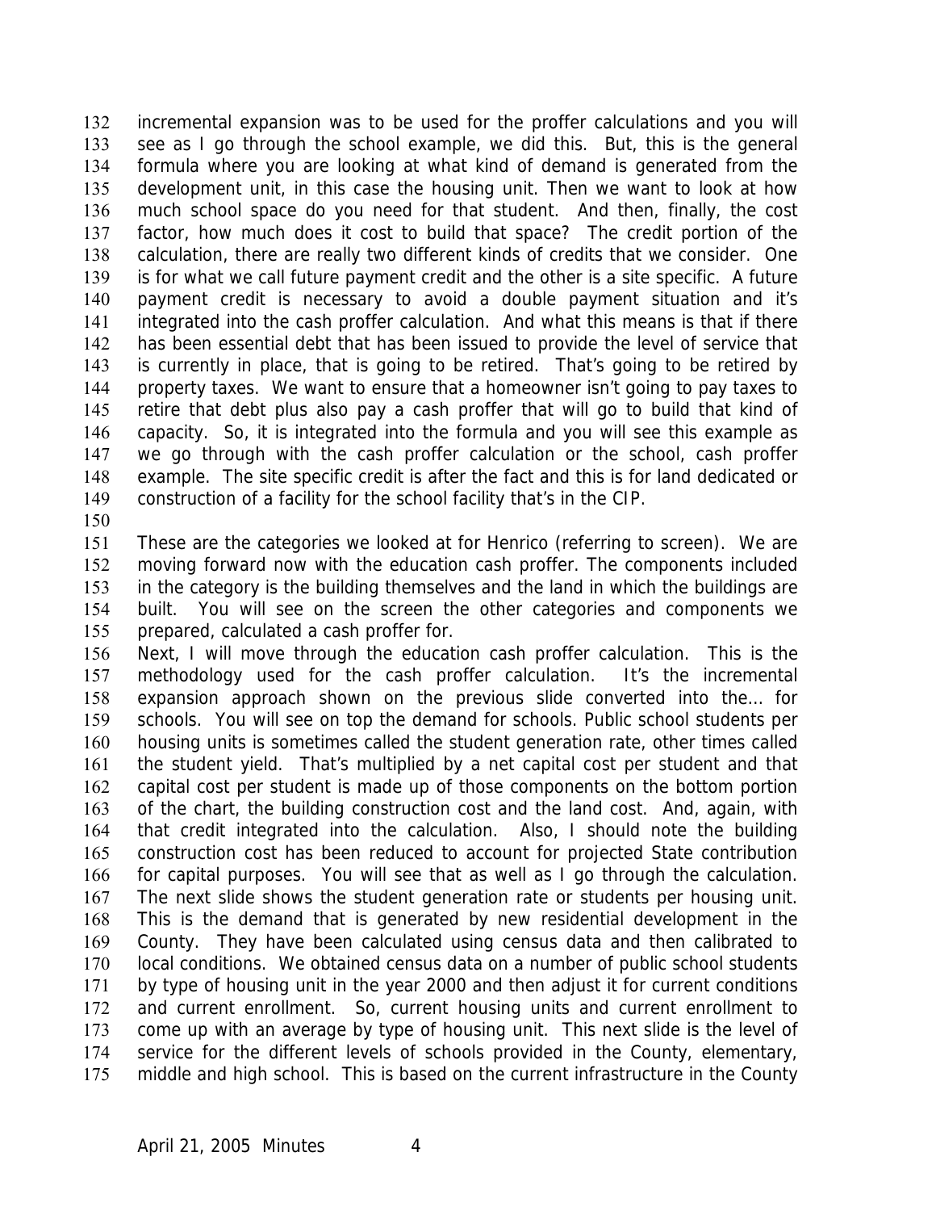incremental expansion was to be used for the proffer calculations and you will see as I go through the school example, we did this. But, this is the general formula where you are looking at what kind of demand is generated from the development unit, in this case the housing unit. Then we want to look at how much school space do you need for that student. And then, finally, the cost factor, how much does it cost to build that space? The credit portion of the calculation, there are really two different kinds of credits that we consider. One is for what we call future payment credit and the other is a site specific. A future payment credit is necessary to avoid a double payment situation and it's integrated into the cash proffer calculation. And what this means is that if there has been essential debt that has been issued to provide the level of service that is currently in place, that is going to be retired. That's going to be retired by property taxes. We want to ensure that a homeowner isn't going to pay taxes to retire that debt plus also pay a cash proffer that will go to build that kind of capacity. So, it is integrated into the formula and you will see this example as we go through with the cash proffer calculation or the school, cash proffer example. The site specific credit is after the fact and this is for land dedicated or construction of a facility for the school facility that's in the CIP.

These are the categories we looked at for Henrico (referring to screen). We are moving forward now with the education cash proffer. The components included in the category is the building themselves and the land in which the buildings are built. You will see on the screen the other categories and components we prepared, calculated a cash proffer for.

Next, I will move through the education cash proffer calculation. This is the methodology used for the cash proffer calculation. It's the incremental expansion approach shown on the previous slide converted into the… for schools. You will see on top the demand for schools. Public school students per housing units is sometimes called the student generation rate, other times called the student yield. That's multiplied by a net capital cost per student and that capital cost per student is made up of those components on the bottom portion of the chart, the building construction cost and the land cost. And, again, with that credit integrated into the calculation. Also, I should note the building construction cost has been reduced to account for projected State contribution for capital purposes. You will see that as well as I go through the calculation. The next slide shows the student generation rate or students per housing unit. This is the demand that is generated by new residential development in the County. They have been calculated using census data and then calibrated to local conditions. We obtained census data on a number of public school students by type of housing unit in the year 2000 and then adjust it for current conditions and current enrollment. So, current housing units and current enrollment to come up with an average by type of housing unit. This next slide is the level of service for the different levels of schools provided in the County, elementary, middle and high school. This is based on the current infrastructure in the County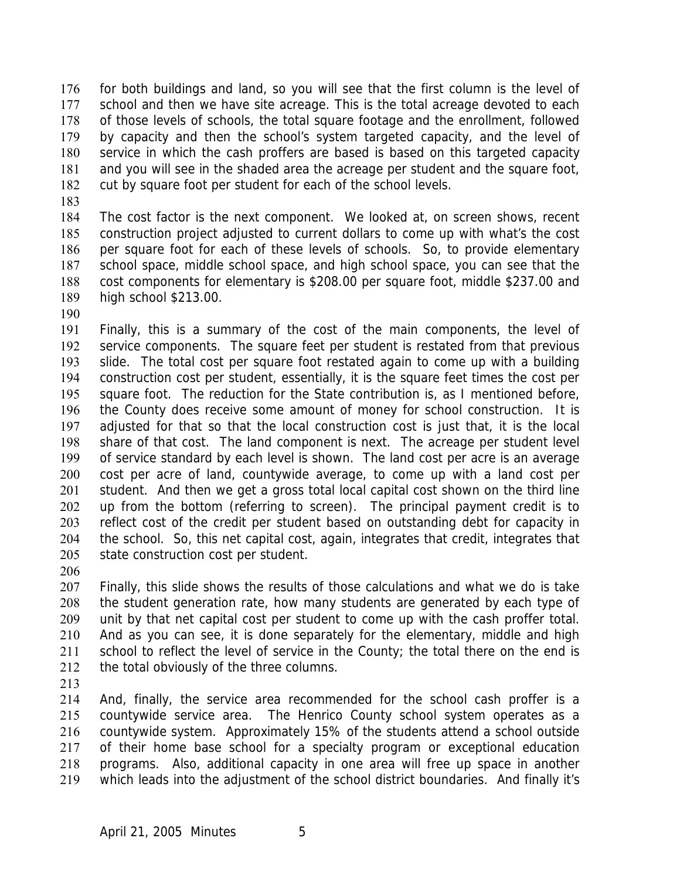for both buildings and land, so you will see that the first column is the level of school and then we have site acreage. This is the total acreage devoted to each of those levels of schools, the total square footage and the enrollment, followed by capacity and then the school's system targeted capacity, and the level of service in which the cash proffers are based is based on this targeted capacity and you will see in the shaded area the acreage per student and the square foot, cut by square foot per student for each of the school levels.

The cost factor is the next component. We looked at, on screen shows, recent construction project adjusted to current dollars to come up with what's the cost per square foot for each of these levels of schools. So, to provide elementary school space, middle school space, and high school space, you can see that the cost components for elementary is $208.00 per square foot, middle $237.00 and high school $213.00.

Finally, this is a summary of the cost of the main components, the level of service components. The square feet per student is restated from that previous slide. The total cost per square foot restated again to come up with a building construction cost per student, essentially, it is the square feet times the cost per square foot. The reduction for the State contribution is, as I mentioned before, the County does receive some amount of money for school construction. It is adjusted for that so that the local construction cost is just that, it is the local share of that cost. The land component is next. The acreage per student level of service standard by each level is shown. The land cost per acre is an average cost per acre of land, countywide average, to come up with a land cost per student. And then we get a gross total local capital cost shown on the third line up from the bottom (referring to screen). The principal payment credit is to reflect cost of the credit per student based on outstanding debt for capacity in the school. So, this net capital cost, again, integrates that credit, integrates that state construction cost per student.

Finally, this slide shows the results of those calculations and what we do is take the student generation rate, how many students are generated by each type of unit by that net capital cost per student to come up with the cash proffer total. And as you can see, it is done separately for the elementary, middle and high school to reflect the level of service in the County; the total there on the end is the total obviously of the three columns.

And, finally, the service area recommended for the school cash proffer is a countywide service area. The Henrico County school system operates as a countywide system. Approximately 15% of the students attend a school outside of their home base school for a specialty program or exceptional education programs. Also, additional capacity in one area will free up space in another which leads into the adjustment of the school district boundaries. And finally it's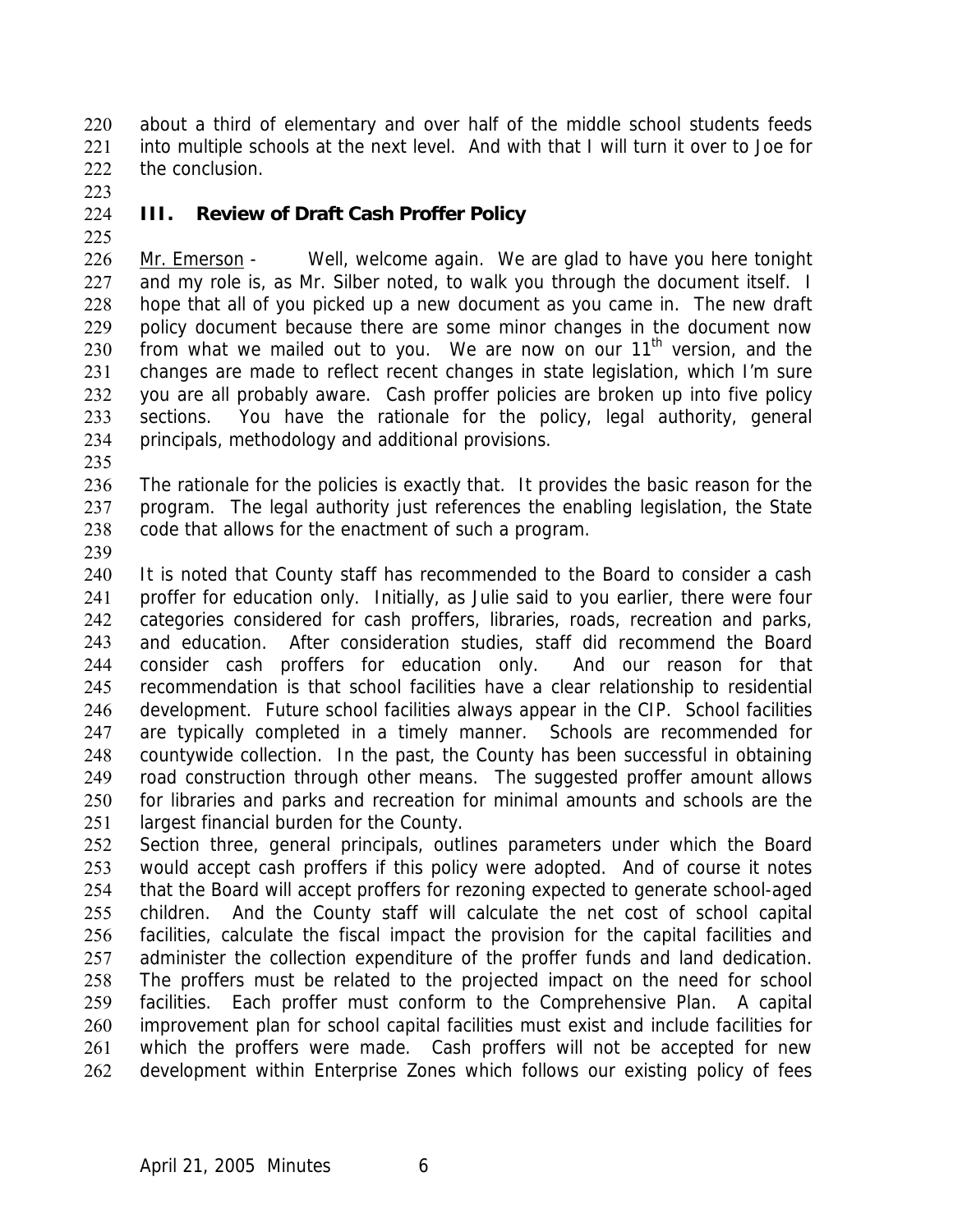about a third of elementary and over half of the middle school students feeds into multiple schools at the next level. And with that I will turn it over to Joe for the conclusion.

## III. Review of Draft Cash Proffer Policy

Mr. Emerson - Well, welcome again. We are glad to have you here tonight and my role is, as Mr. Silber noted, to walk you through the document itself. I hope that all of you picked up a new document as you came in. The new draft policy document because there are some minor changes in the document now from what we mailed out to you. We are now on our 11th version, and the changes are made to reflect recent changes in state legislation, which I'm sure you are all probably aware. Cash proffer policies are broken up into five policy sections. You have the rationale for the policy, legal authority, general principals, methodology and additional provisions.

The rationale for the policies is exactly that. It provides the basic reason for the program. The legal authority just references the enabling legislation, the State code that allows for the enactment of such a program.

It is noted that County staff has recommended to the Board to consider a cash proffer for education only. Initially, as Julie said to you earlier, there were four categories considered for cash proffers, libraries, roads, recreation and parks, and education. After consideration studies, staff did recommend the Board consider cash proffers for education only. And our reason for that recommendation is that school facilities have a clear relationship to residential development. Future school facilities always appear in the CIP. School facilities are typically completed in a timely manner. Schools are recommended for countywide collection. In the past, the County has been successful in obtaining road construction through other means. The suggested proffer amount allows for libraries and parks and recreation for minimal amounts and schools are the largest financial burden for the County.

Section three, general principals, outlines parameters under which the Board would accept cash proffers if this policy were adopted. And of course it notes that the Board will accept proffers for rezoning expected to generate school-aged children. And the County staff will calculate the net cost of school capital facilities, calculate the fiscal impact the provision for the capital facilities and administer the collection expenditure of the proffer funds and land dedication. The proffers must be related to the projected impact on the need for school facilities. Each proffer must conform to the Comprehensive Plan. A capital improvement plan for school capital facilities must exist and include facilities for which the proffers were made. Cash proffers will not be accepted for new development within Enterprise Zones which follows our existing policy of fees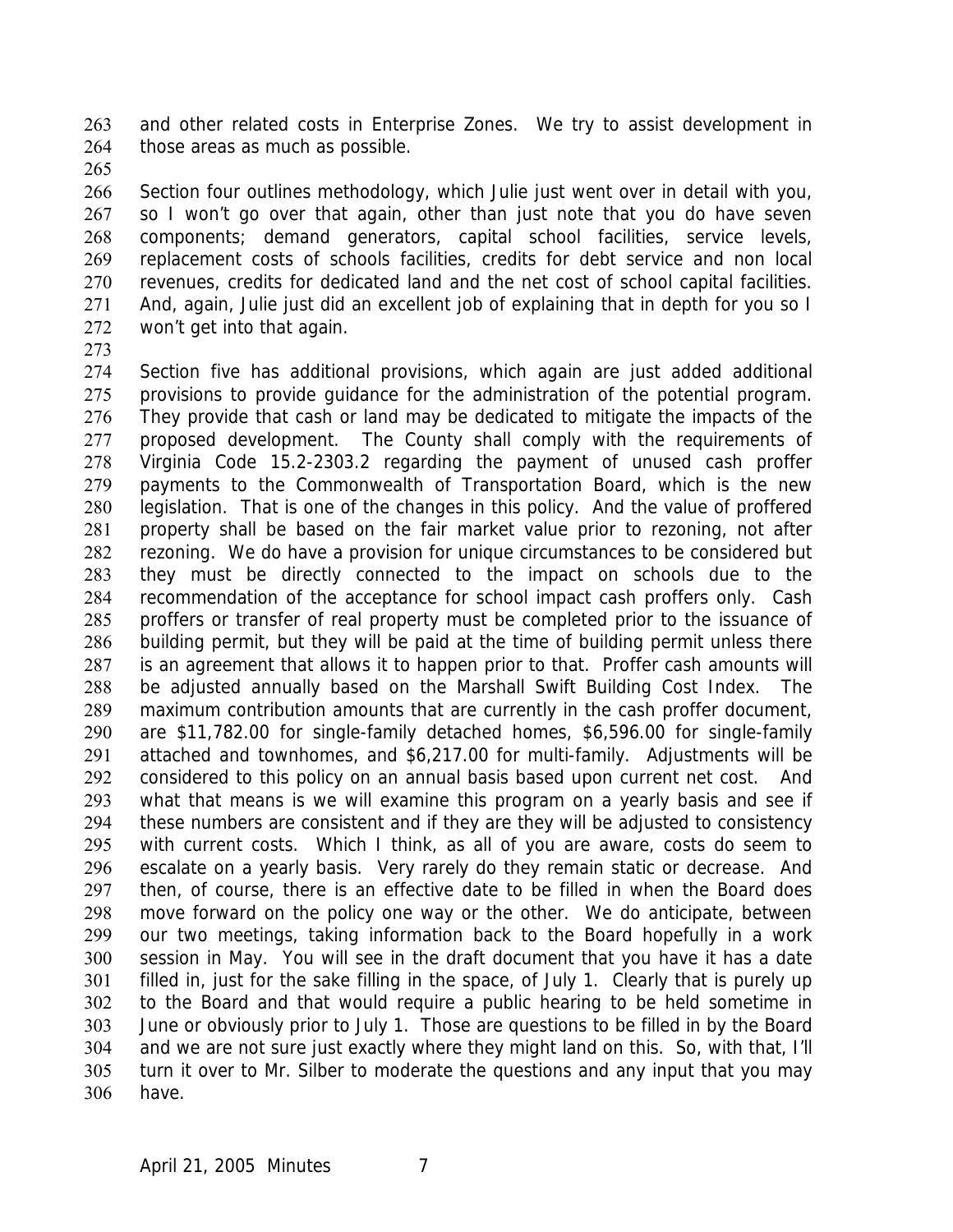and other related costs in Enterprise Zones. We try to assist development in those areas as much as possible.

Section four outlines methodology, which Julie just went over in detail with you, so I won't go over that again, other than just note that you do have seven components; demand generators, capital school facilities, service levels, replacement costs of schools facilities, credits for debt service and non local revenues, credits for dedicated land and the net cost of school capital facilities. And, again, Julie just did an excellent job of explaining that in depth for you so I won't get into that again.

Section five has additional provisions, which again are just added additional provisions to provide guidance for the administration of the potential program. They provide that cash or land may be dedicated to mitigate the impacts of the proposed development. The County shall comply with the requirements of Virginia Code 15.2-2303.2 regarding the payment of unused cash proffer payments to the Commonwealth of Transportation Board, which is the new legislation. That is one of the changes in this policy. And the value of proffered property shall be based on the fair market value prior to rezoning, not after rezoning. We do have a provision for unique circumstances to be considered but they must be directly connected to the impact on schools due to the recommendation of the acceptance for school impact cash proffers only. Cash proffers or transfer of real property must be completed prior to the issuance of building permit, but they will be paid at the time of building permit unless there is an agreement that allows it to happen prior to that. Proffer cash amounts will be adjusted annually based on the Marshall Swift Building Cost Index. The maximum contribution amounts that are currently in the cash proffer document, are $11,782.00 for single-family detached homes, $6,596.00 for single-family attached and townhomes, and $6,217.00 for multi-family. Adjustments will be considered to this policy on an annual basis based upon current net cost. And what that means is we will examine this program on a yearly basis and see if these numbers are consistent and if they are they will be adjusted to consistency with current costs. Which I think, as all of you are aware, costs do seem to escalate on a yearly basis. Very rarely do they remain static or decrease. And then, of course, there is an effective date to be filled in when the Board does move forward on the policy one way or the other. We do anticipate, between our two meetings, taking information back to the Board hopefully in a work session in May. You will see in the draft document that you have it has a date filled in, just for the sake filling in the space, of July 1. Clearly that is purely up to the Board and that would require a public hearing to be held sometime in June or obviously prior to July 1. Those are questions to be filled in by the Board and we are not sure just exactly where they might land on this. So, with that, I'll turn it over to Mr. Silber to moderate the questions and any input that you may have.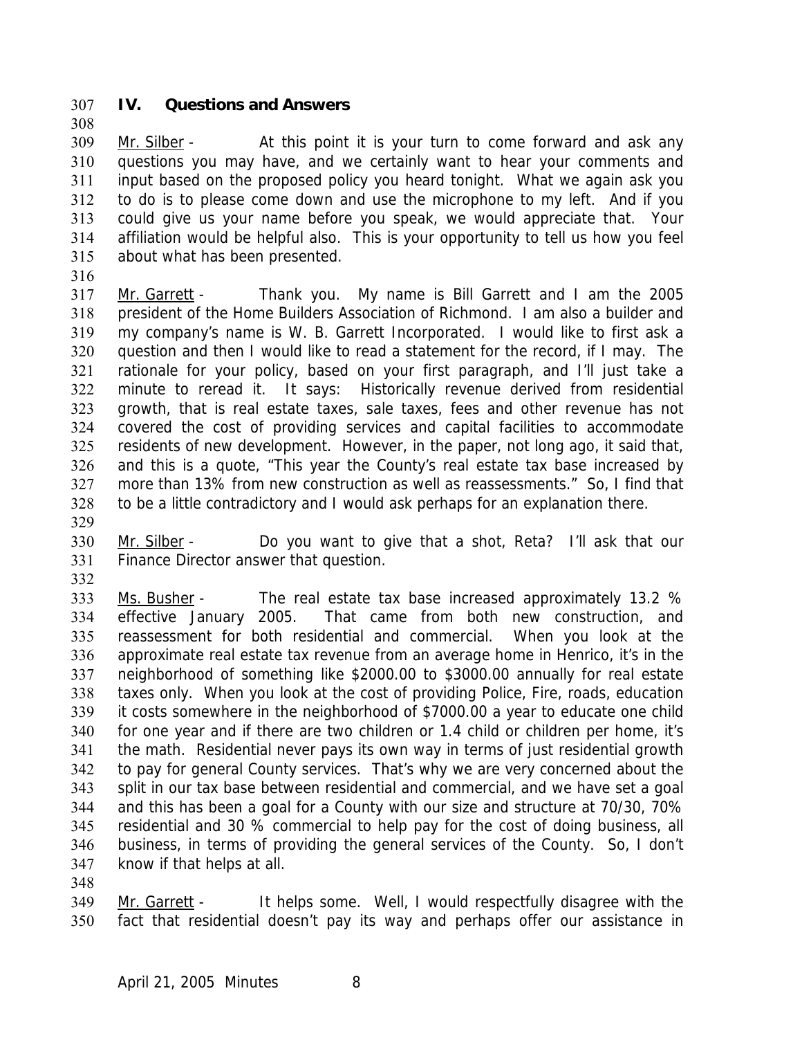## IV. Questions and Answers

Mr. Silber - At this point it is your turn to come forward and ask any questions you may have, and we certainly want to hear your comments and input based on the proposed policy you heard tonight. What we again ask you to do is to please come down and use the microphone to my left. And if you could give us your name before you speak, we would appreciate that. Your affiliation would be helpful also. This is your opportunity to tell us how you feel about what has been presented.

Mr. Garrett - Thank you. My name is Bill Garrett and I am the 2005 president of the Home Builders Association of Richmond. I am also a builder and my company's name is W. B. Garrett Incorporated. I would like to first ask a question and then I would like to read a statement for the record, if I may. The rationale for your policy, based on your first paragraph, and I'll just take a minute to reread it. It says: Historically revenue derived from residential growth, that is real estate taxes, sale taxes, fees and other revenue has not covered the cost of providing services and capital facilities to accommodate residents of new development. However, in the paper, not long ago, it said that, and this is a quote, "This year the County's real estate tax base increased by more than 13% from new construction as well as reassessments." So, I find that to be a little contradictory and I would ask perhaps for an explanation there.

Mr. Silber - Do you want to give that a shot, Reta? I'll ask that our Finance Director answer that question.

Ms. Busher - The real estate tax base increased approximately 13.2 % effective January 2005. That came from both new construction, and reassessment for both residential and commercial. When you look at the approximate real estate tax revenue from an average home in Henrico, it's in the neighborhood of something like \$2000.00 to \$3000.00 annually for real estate taxes only. When you look at the cost of providing Police, Fire, roads, education it costs somewhere in the neighborhood of \$7000.00 a year to educate one child for one year and if there are two children or 1.4 child or children per home, it's the math. Residential never pays its own way in terms of just residential growth to pay for general County services. That's why we are very concerned about the split in our tax base between residential and commercial, and we have set a goal and this has been a goal for a County with our size and structure at 70/30, 70% residential and 30 % commercial to help pay for the cost of doing business, all business, in terms of providing the general services of the County. So, I don't know if that helps at all.

Mr. Garrett - It helps some. Well, I would respectfully disagree with the fact that residential doesn't pay its way and perhaps offer our assistance in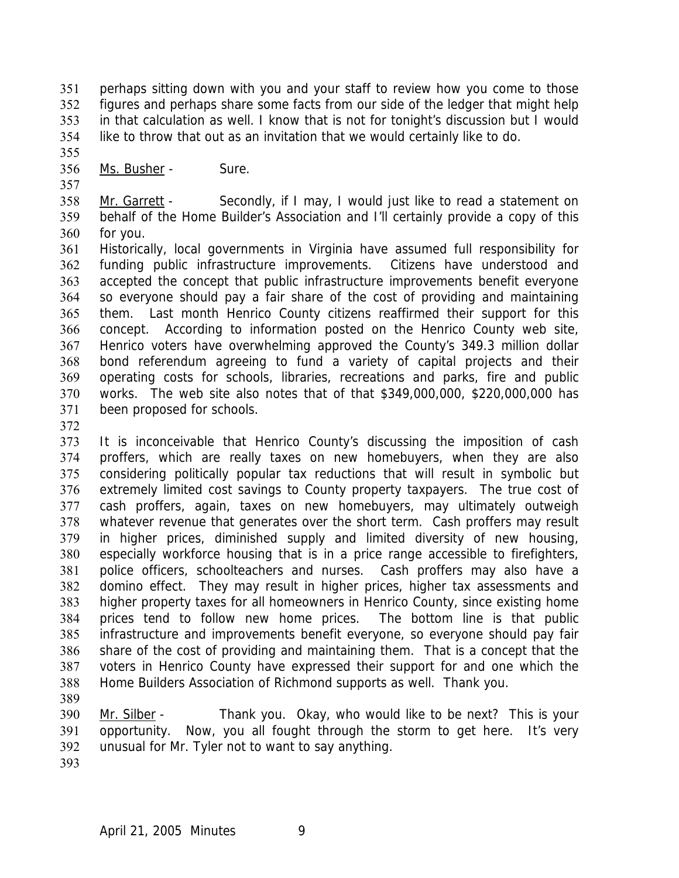perhaps sitting down with you and your staff to review how you come to those figures and perhaps share some facts from our side of the ledger that might help in that calculation as well. I know that is not for tonight's discussion but I would like to throw that out as an invitation that we would certainly like to do.

Ms. Busher - Sure.

Mr. Garrett - Secondly, if I may, I would just like to read a statement on behalf of the Home Builder's Association and I'll certainly provide a copy of this for you.

Historically, local governments in Virginia have assumed full responsibility for funding public infrastructure improvements. Citizens have understood and accepted the concept that public infrastructure improvements benefit everyone so everyone should pay a fair share of the cost of providing and maintaining them. Last month Henrico County citizens reaffirmed their support for this concept. According to information posted on the Henrico County web site, Henrico voters have overwhelming approved the County's 349.3 million dollar bond referendum agreeing to fund a variety of capital projects and their operating costs for schools, libraries, recreations and parks, fire and public works. The web site also notes that of that $349,000,000, $220,000,000 has been proposed for schools.

It is inconceivable that Henrico County's discussing the imposition of cash proffers, which are really taxes on new homebuyers, when they are also considering politically popular tax reductions that will result in symbolic but extremely limited cost savings to County property taxpayers. The true cost of cash proffers, again, taxes on new homebuyers, may ultimately outweigh whatever revenue that generates over the short term. Cash proffers may result in higher prices, diminished supply and limited diversity of new housing, especially workforce housing that is in a price range accessible to firefighters, police officers, schoolteachers and nurses. Cash proffers may also have a domino effect. They may result in higher prices, higher tax assessments and higher property taxes for all homeowners in Henrico County, since existing home prices tend to follow new home prices. The bottom line is that public infrastructure and improvements benefit everyone, so everyone should pay fair share of the cost of providing and maintaining them. That is a concept that the voters in Henrico County have expressed their support for and one which the Home Builders Association of Richmond supports as well. Thank you.

Mr. Silber - Thank you. Okay, who would like to be next? This is your opportunity. Now, you all fought through the storm to get here. It's very unusual for Mr. Tyler not to want to say anything.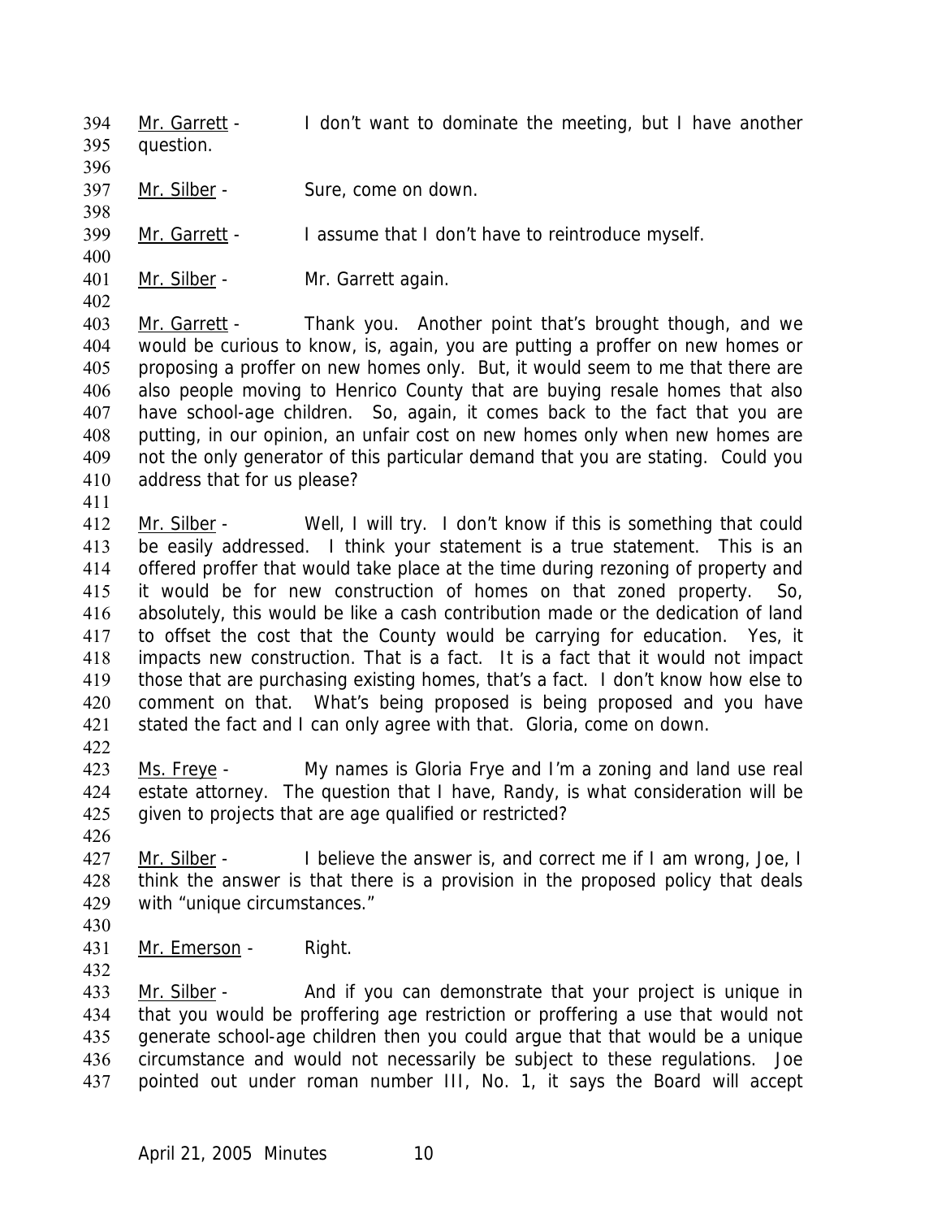Mr. Garrett - I don't want to dominate the meeting, but I have another question.

Mr. Silber - Sure, come on down.

Mr. Garrett - I assume that I don't have to reintroduce myself.

Mr. Silber - Mr. Garrett again.

Mr. Garrett - Thank you. Another point that's brought though, and we would be curious to know, is, again, you are putting a proffer on new homes or proposing a proffer on new homes only. But, it would seem to me that there are also people moving to Henrico County that are buying resale homes that also have school-age children. So, again, it comes back to the fact that you are putting, in our opinion, an unfair cost on new homes only when new homes are not the only generator of this particular demand that you are stating. Could you address that for us please?

Mr. Silber - Well, I will try. I don't know if this is something that could be easily addressed. I think your statement is a true statement. This is an offered proffer that would take place at the time during rezoning of property and it would be for new construction of homes on that zoned property. So, absolutely, this would be like a cash contribution made or the dedication of land to offset the cost that the County would be carrying for education. Yes, it impacts new construction. That is a fact. It is a fact that it would not impact those that are purchasing existing homes, that's a fact. I don't know how else to comment on that. What's being proposed is being proposed and you have stated the fact and I can only agree with that. Gloria, come on down.

Ms. Freye - My names is Gloria Frye and I'm a zoning and land use real estate attorney. The question that I have, Randy, is what consideration will be given to projects that are age qualified or restricted?

Mr. Silber - I believe the answer is, and correct me if I am wrong, Joe, I think the answer is that there is a provision in the proposed policy that deals with "unique circumstances."

Mr. Emerson - Right.

Mr. Silber - And if you can demonstrate that your project is unique in that you would be proffering age restriction or proffering a use that would not generate school-age children then you could argue that that would be a unique circumstance and would not necessarily be subject to these regulations. Joe pointed out under roman number III, No. 1, it says the Board will accept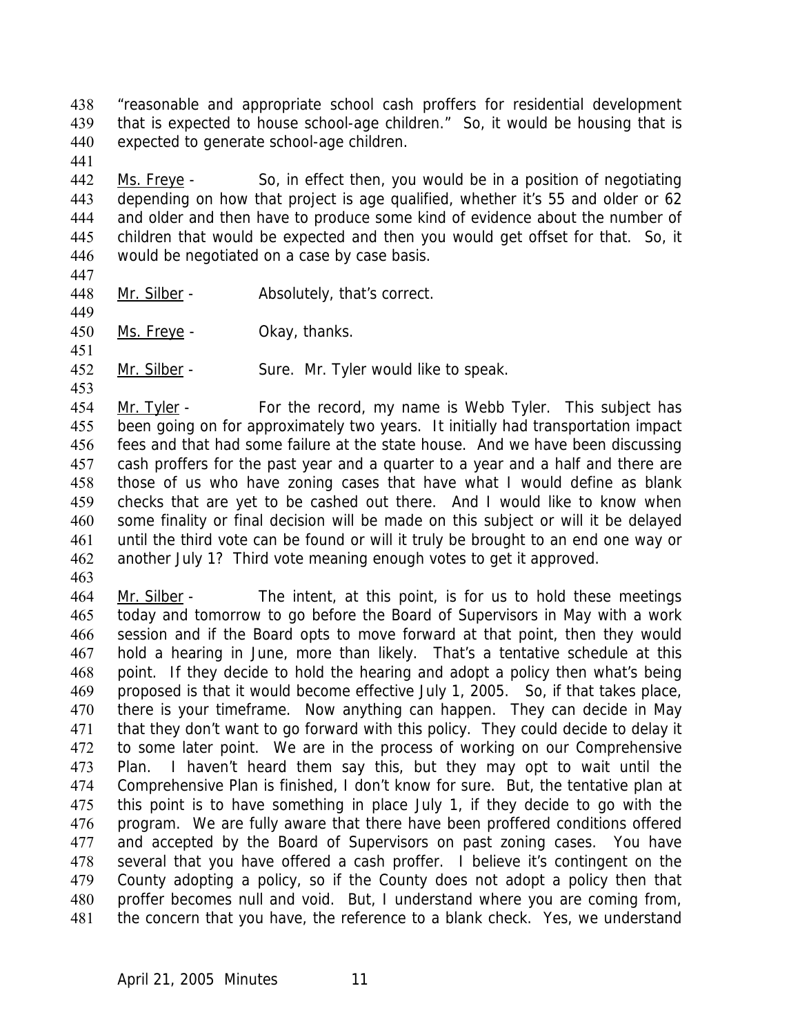"reasonable and appropriate school cash proffers for residential development that is expected to house school-age children." So, it would be housing that is expected to generate school-age children.

Ms. Freye - So, in effect then, you would be in a position of negotiating depending on how that project is age qualified, whether it's 55 and older or 62 and older and then have to produce some kind of evidence about the number of children that would be expected and then you would get offset for that. So, it would be negotiated on a case by case basis.

Mr. Silber - Absolutely, that's correct.

Ms. Freye - Okay, thanks.

Mr. Silber - Sure. Mr. Tyler would like to speak.

Mr. Tyler - For the record, my name is Webb Tyler. This subject has been going on for approximately two years. It initially had transportation impact fees and that had some failure at the state house. And we have been discussing cash proffers for the past year and a quarter to a year and a half and there are those of us who have zoning cases that have what I would define as blank checks that are yet to be cashed out there. And I would like to know when some finality or final decision will be made on this subject or will it be delayed until the third vote can be found or will it truly be brought to an end one way or another July 1? Third vote meaning enough votes to get it approved.

Mr. Silber - The intent, at this point, is for us to hold these meetings today and tomorrow to go before the Board of Supervisors in May with a work session and if the Board opts to move forward at that point, then they would hold a hearing in June, more than likely. That's a tentative schedule at this point. If they decide to hold the hearing and adopt a policy then what's being proposed is that it would become effective July 1, 2005. So, if that takes place, there is your timeframe. Now anything can happen. They can decide in May that they don't want to go forward with this policy. They could decide to delay it to some later point. We are in the process of working on our Comprehensive Plan. I haven't heard them say this, but they may opt to wait until the Comprehensive Plan is finished, I don't know for sure. But, the tentative plan at this point is to have something in place July 1, if they decide to go with the program. We are fully aware that there have been proffered conditions offered and accepted by the Board of Supervisors on past zoning cases. You have several that you have offered a cash proffer. I believe it's contingent on the County adopting a policy, so if the County does not adopt a policy then that proffer becomes null and void. But, I understand where you are coming from, the concern that you have, the reference to a blank check. Yes, we understand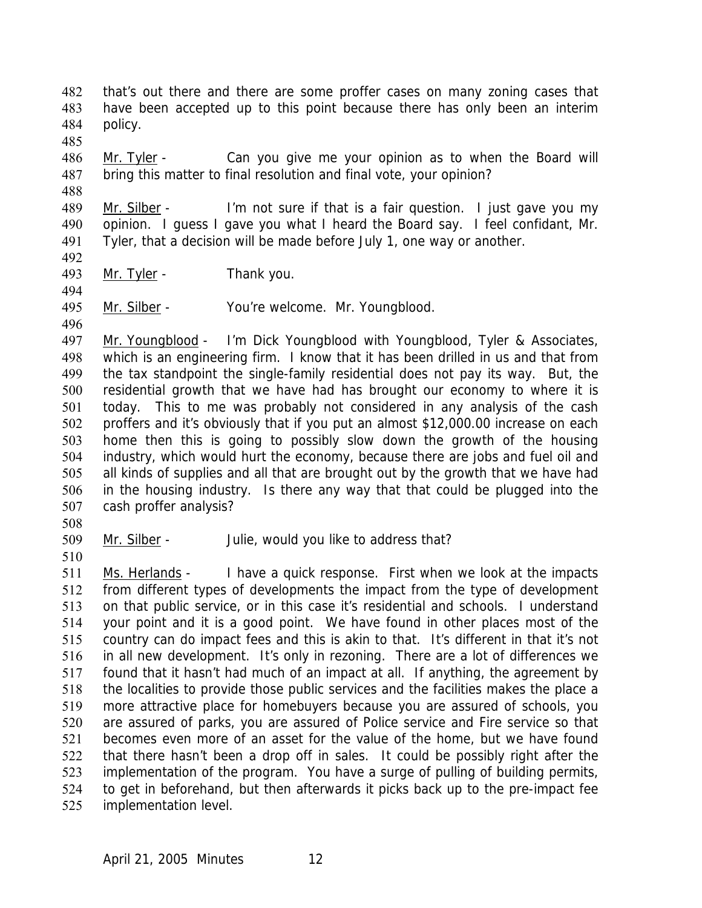that's out there and there are some proffer cases on many zoning cases that have been accepted up to this point because there has only been an interim policy.

Mr. Tyler - Can you give me your opinion as to when the Board will bring this matter to final resolution and final vote, your opinion?

Mr. Silber - I'm not sure if that is a fair question. I just gave you my opinion. I guess I gave you what I heard the Board say. I feel confidant, Mr. Tyler, that a decision will be made before July 1, one way or another.

Mr. Tyler - Thank you.

Mr. Silber - You're welcome. Mr. Youngblood.

Mr. Youngblood - I'm Dick Youngblood with Youngblood, Tyler & Associates, which is an engineering firm. I know that it has been drilled in us and that from the tax standpoint the single-family residential does not pay its way. But, the residential growth that we have had has brought our economy to where it is today. This to me was probably not considered in any analysis of the cash proffers and it's obviously that if you put an almost $12,000.00 increase on each home then this is going to possibly slow down the growth of the housing industry, which would hurt the economy, because there are jobs and fuel oil and all kinds of supplies and all that are brought out by the growth that we have had in the housing industry. Is there any way that that could be plugged into the cash proffer analysis?

Mr. Silber - Julie, would you like to address that?

Ms. Herlands - I have a quick response. First when we look at the impacts from different types of developments the impact from the type of development on that public service, or in this case it's residential and schools. I understand your point and it is a good point. We have found in other places most of the country can do impact fees and this is akin to that. It's different in that it's not in all new development. It's only in rezoning. There are a lot of differences we found that it hasn't had much of an impact at all. If anything, the agreement by the localities to provide those public services and the facilities makes the place a more attractive place for homebuyers because you are assured of schools, you are assured of parks, you are assured of Police service and Fire service so that becomes even more of an asset for the value of the home, but we have found that there hasn't been a drop off in sales. It could be possibly right after the implementation of the program. You have a surge of pulling of building permits, to get in beforehand, but then afterwards it picks back up to the pre-impact fee implementation level.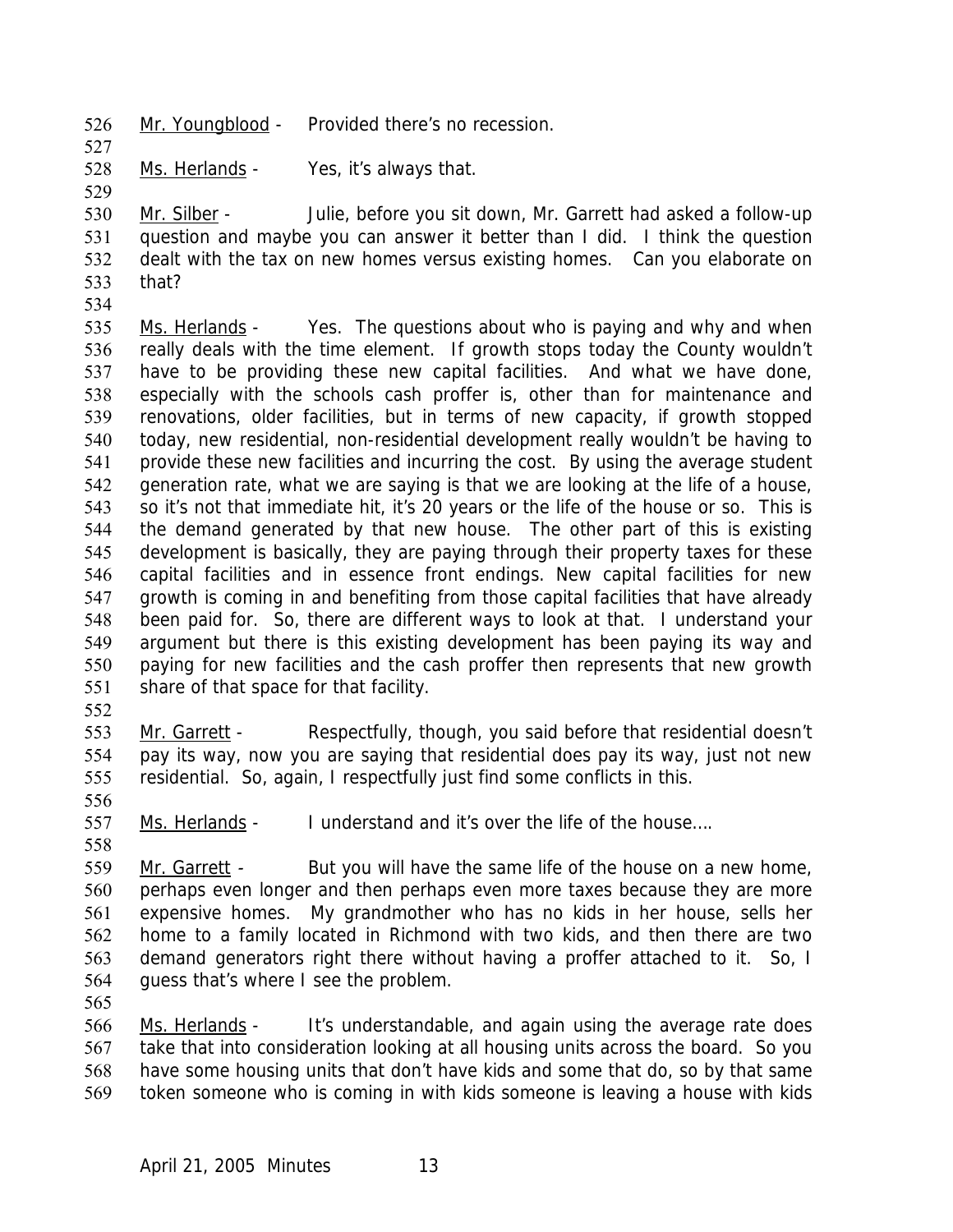Mr. Youngblood - Provided there's no recession.

Ms. Herlands - Yes, it's always that.

Mr. Silber - Julie, before you sit down, Mr. Garrett had asked a follow-up question and maybe you can answer it better than I did. I think the question dealt with the tax on new homes versus existing homes. Can you elaborate on that?

Ms. Herlands - Yes. The questions about who is paying and why and when really deals with the time element. If growth stops today the County wouldn't have to be providing these new capital facilities. And what we have done, especially with the schools cash proffer is, other than for maintenance and renovations, older facilities, but in terms of new capacity, if growth stopped today, new residential, non-residential development really wouldn't be having to provide these new facilities and incurring the cost. By using the average student generation rate, what we are saying is that we are looking at the life of a house, so it's not that immediate hit, it's 20 years or the life of the house or so. This is the demand generated by that new house. The other part of this is existing development is basically, they are paying through their property taxes for these capital facilities and in essence front endings. New capital facilities for new growth is coming in and benefiting from those capital facilities that have already been paid for. So, there are different ways to look at that. I understand your argument but there is this existing development has been paying its way and paying for new facilities and the cash proffer then represents that new growth share of that space for that facility.

Mr. Garrett - Respectfully, though, you said before that residential doesn't pay its way, now you are saying that residential does pay its way, just not new residential. So, again, I respectfully just find some conflicts in this.

Ms. Herlands - I understand and it's over the life of the house….

Mr. Garrett - But you will have the same life of the house on a new home, perhaps even longer and then perhaps even more taxes because they are more expensive homes. My grandmother who has no kids in her house, sells her home to a family located in Richmond with two kids, and then there are two demand generators right there without having a proffer attached to it. So, I guess that's where I see the problem.

Ms. Herlands - It's understandable, and again using the average rate does take that into consideration looking at all housing units across the board. So you have some housing units that don't have kids and some that do, so by that same token someone who is coming in with kids someone is leaving a house with kids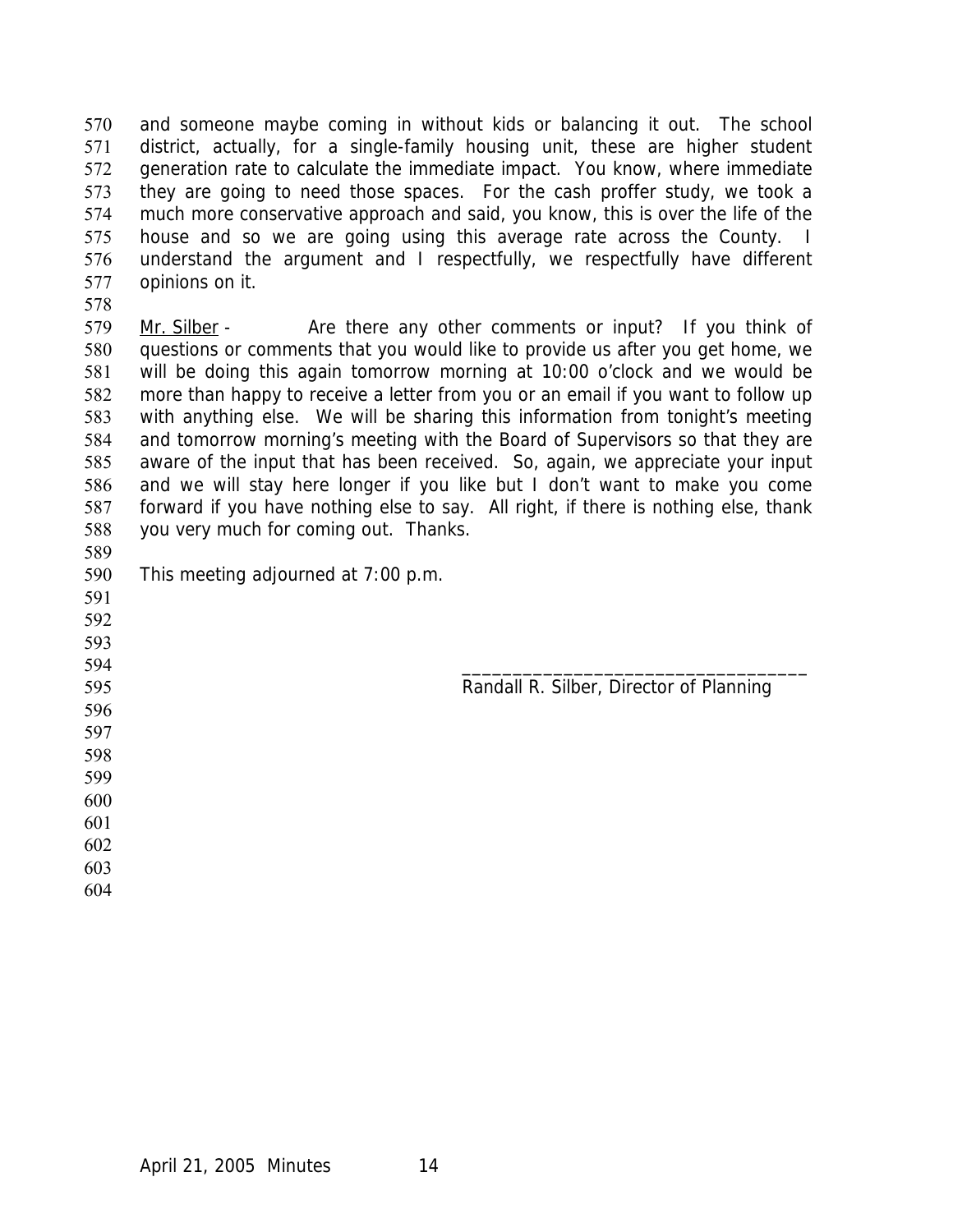and someone maybe coming in without kids or balancing it out. The school district, actually, for a single-family housing unit, these are higher student generation rate to calculate the immediate impact. You know, where immediate they are going to need those spaces. For the cash proffer study, we took a much more conservative approach and said, you know, this is over the life of the house and so we are going using this average rate across the County. I understand the argument and I respectfully, we respectfully have different opinions on it.

Mr. Silber - Are there any other comments or input? If you think of questions or comments that you would like to provide us after you get home, we will be doing this again tomorrow morning at 10:00 o'clock and we would be more than happy to receive a letter from you or an email if you want to follow up with anything else. We will be sharing this information from tonight's meeting and tomorrow morning's meeting with the Board of Supervisors so that they are aware of the input that has been received. So, again, we appreciate your input and we will stay here longer if you like but I don't want to make you come forward if you have nothing else to say. All right, if there is nothing else, thank you very much for coming out. Thanks.

This meeting adjourned at 7:00 p.m.

___________________________________
Randall R. Silber, Director of Planning